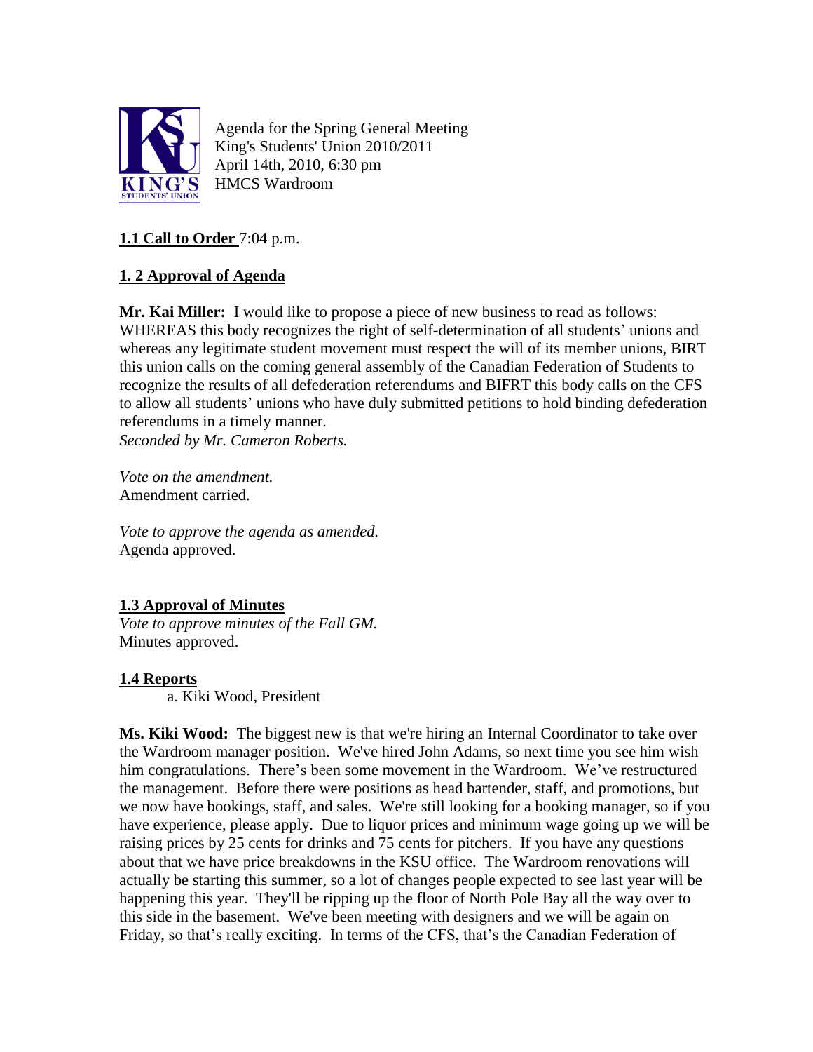Agenda for the Spring General Meeting
King's Students' Union 2010/2011
April 14th, 2010, 6:30 pm
HMCS Wardroom

**1.1 Call to Order** 7:04 p.m.

**1. 2 Approval of Agenda**

**Mr. Kai Miller:** I would like to propose a piece of new business to read as follows: WHEREAS this body recognizes the right of self-determination of all students' unions and whereas any legitimate student movement must respect the will of its member unions, BIRT this union calls on the coming general assembly of the Canadian Federation of Students to recognize the results of all defederation referendums and BIFRT this body calls on the CFS to allow all students' unions who have duly submitted petitions to hold binding defederation referendums in a timely manner.
*Seconded by Mr. Cameron Roberts.*

*Vote on the amendment.*
Amendment carried.

*Vote to approve the agenda as amended.*
Agenda approved.

**1.3 Approval of Minutes**
*Vote to approve minutes of the Fall GM.*
Minutes approved.

**1.4 Reports**

a. Kiki Wood, President

**Ms. Kiki Wood:** The biggest new is that we're hiring an Internal Coordinator to take over the Wardroom manager position. We've hired John Adams, so next time you see him wish him congratulations. There's been some movement in the Wardroom. We've restructured the management. Before there were positions as head bartender, staff, and promotions, but we now have bookings, staff, and sales. We're still looking for a booking manager, so if you have experience, please apply. Due to liquor prices and minimum wage going up we will be raising prices by 25 cents for drinks and 75 cents for pitchers. If you have any questions about that we have price breakdowns in the KSU office. The Wardroom renovations will actually be starting this summer, so a lot of changes people expected to see last year will be happening this year. They'll be ripping up the floor of North Pole Bay all the way over to this side in the basement. We've been meeting with designers and we will be again on Friday, so that's really exciting. In terms of the CFS, that's the Canadian Federation of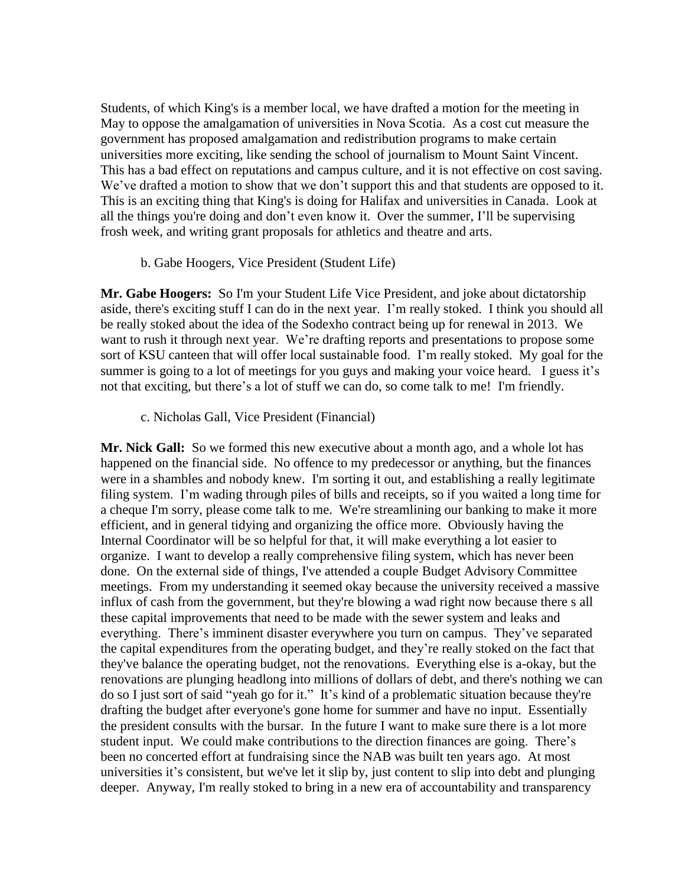Students, of which King's is a member local, we have drafted a motion for the meeting in May to oppose the amalgamation of universities in Nova Scotia. As a cost cut measure the government has proposed amalgamation and redistribution programs to make certain universities more exciting, like sending the school of journalism to Mount Saint Vincent. This has a bad effect on reputations and campus culture, and it is not effective on cost saving. We've drafted a motion to show that we don't support this and that students are opposed to it. This is an exciting thing that King's is doing for Halifax and universities in Canada. Look at all the things you're doing and don't even know it. Over the summer, I'll be supervising frosh week, and writing grant proposals for athletics and theatre and arts.

b. Gabe Hoogers, Vice President (Student Life)

**Mr. Gabe Hoogers:** So I'm your Student Life Vice President, and joke about dictatorship aside, there's exciting stuff I can do in the next year. I'm really stoked. I think you should all be really stoked about the idea of the Sodexho contract being up for renewal in 2013. We want to rush it through next year. We're drafting reports and presentations to propose some sort of KSU canteen that will offer local sustainable food. I'm really stoked. My goal for the summer is going to a lot of meetings for you guys and making your voice heard. I guess it's not that exciting, but there's a lot of stuff we can do, so come talk to me! I'm friendly.

c. Nicholas Gall, Vice President (Financial)

**Mr. Nick Gall:** So we formed this new executive about a month ago, and a whole lot has happened on the financial side. No offence to my predecessor or anything, but the finances were in a shambles and nobody knew. I'm sorting it out, and establishing a really legitimate filing system. I'm wading through piles of bills and receipts, so if you waited a long time for a cheque I'm sorry, please come talk to me. We're streamlining our banking to make it more efficient, and in general tidying and organizing the office more. Obviously having the Internal Coordinator will be so helpful for that, it will make everything a lot easier to organize. I want to develop a really comprehensive filing system, which has never been done. On the external side of things, I've attended a couple Budget Advisory Committee meetings. From my understanding it seemed okay because the university received a massive influx of cash from the government, but they're blowing a wad right now because there s all these capital improvements that need to be made with the sewer system and leaks and everything. There's imminent disaster everywhere you turn on campus. They've separated the capital expenditures from the operating budget, and they're really stoked on the fact that they've balance the operating budget, not the renovations. Everything else is a-okay, but the renovations are plunging headlong into millions of dollars of debt, and there's nothing we can do so I just sort of said "yeah go for it." It's kind of a problematic situation because they're drafting the budget after everyone's gone home for summer and have no input. Essentially the president consults with the bursar. In the future I want to make sure there is a lot more student input. We could make contributions to the direction finances are going. There's been no concerted effort at fundraising since the NAB was built ten years ago. At most universities it's consistent, but we've let it slip by, just content to slip into debt and plunging deeper. Anyway, I'm really stoked to bring in a new era of accountability and transparency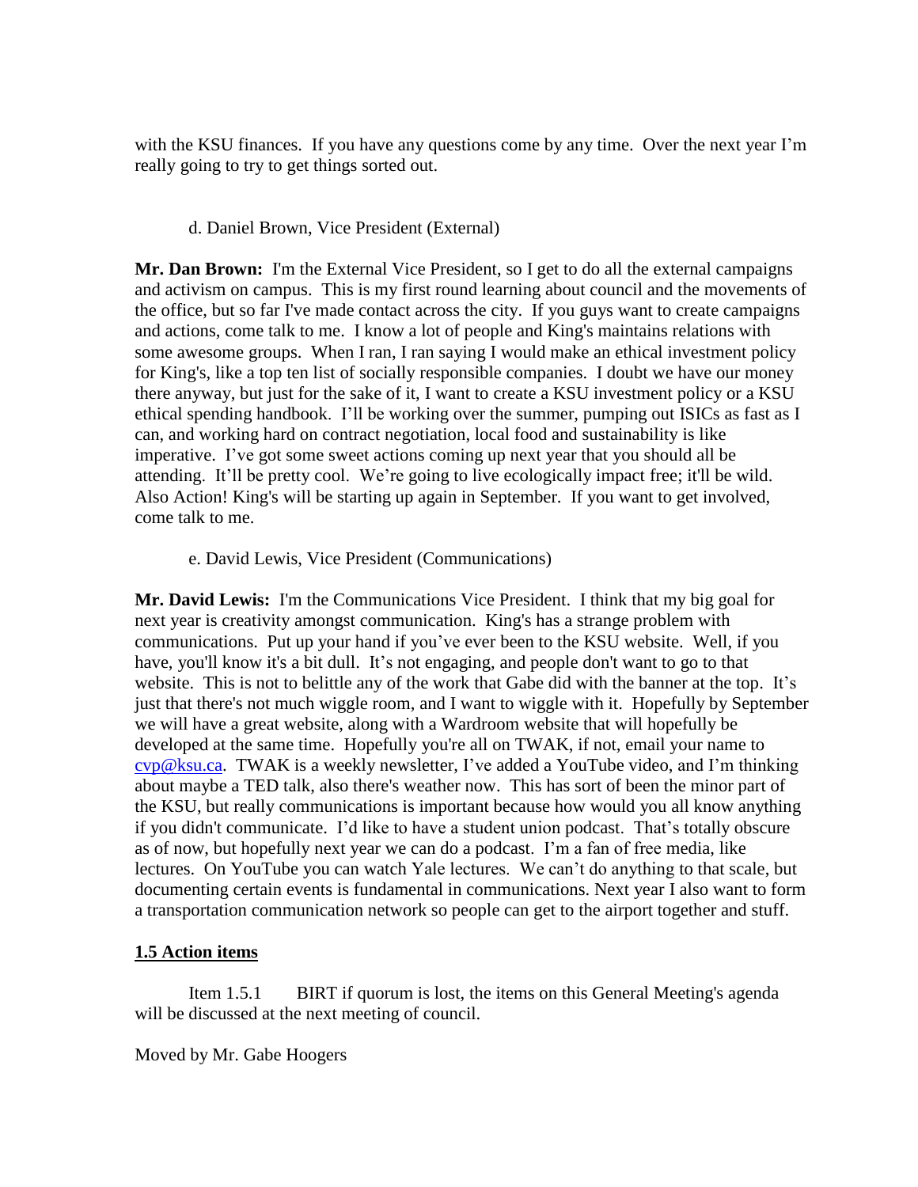with the KSU finances. If you have any questions come by any time. Over the next year I'm really going to try to get things sorted out.

d. Daniel Brown, Vice President (External)

**Mr. Dan Brown:** I'm the External Vice President, so I get to do all the external campaigns and activism on campus. This is my first round learning about council and the movements of the office, but so far I've made contact across the city. If you guys want to create campaigns and actions, come talk to me. I know a lot of people and King's maintains relations with some awesome groups. When I ran, I ran saying I would make an ethical investment policy for King's, like a top ten list of socially responsible companies. I doubt we have our money there anyway, but just for the sake of it, I want to create a KSU investment policy or a KSU ethical spending handbook. I'll be working over the summer, pumping out ISICs as fast as I can, and working hard on contract negotiation, local food and sustainability is like imperative. I've got some sweet actions coming up next year that you should all be attending. It'll be pretty cool. We're going to live ecologically impact free; it'll be wild. Also Action! King's will be starting up again in September. If you want to get involved, come talk to me.

e. David Lewis, Vice President (Communications)

**Mr. David Lewis:** I'm the Communications Vice President. I think that my big goal for next year is creativity amongst communication. King's has a strange problem with communications. Put up your hand if you've ever been to the KSU website. Well, if you have, you'll know it's a bit dull. It's not engaging, and people don't want to go to that website. This is not to belittle any of the work that Gabe did with the banner at the top. It's just that there's not much wiggle room, and I want to wiggle with it. Hopefully by September we will have a great website, along with a Wardroom website that will hopefully be developed at the same time. Hopefully you're all on TWAK, if not, email your name to cvp@ksu.ca. TWAK is a weekly newsletter, I've added a YouTube video, and I'm thinking about maybe a TED talk, also there's weather now. This has sort of been the minor part of the KSU, but really communications is important because how would you all know anything if you didn't communicate. I'd like to have a student union podcast. That's totally obscure as of now, but hopefully next year we can do a podcast. I'm a fan of free media, like lectures. On YouTube you can watch Yale lectures. We can't do anything to that scale, but documenting certain events is fundamental in communications. Next year I also want to form a transportation communication network so people can get to the airport together and stuff.

**1.5 Action items**

Item 1.5.1 BIRT if quorum is lost, the items on this General Meeting's agenda will be discussed at the next meeting of council.

Moved by Mr. Gabe Hoogers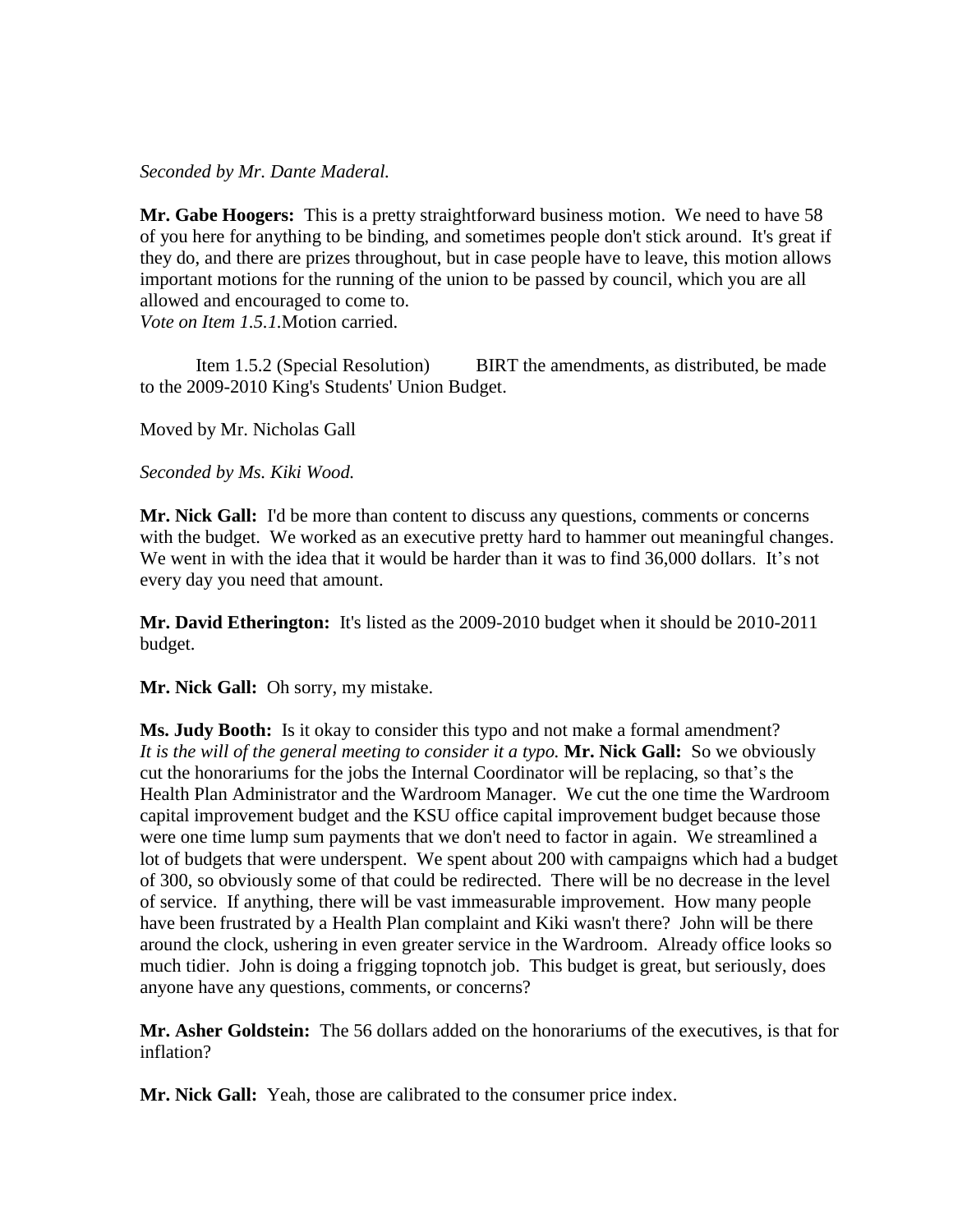*Seconded by Mr. Dante Maderal.*

**Mr. Gabe Hoogers:** This is a pretty straightforward business motion. We need to have 58 of you here for anything to be binding, and sometimes people don't stick around. It's great if they do, and there are prizes throughout, but in case people have to leave, this motion allows important motions for the running of the union to be passed by council, which you are all allowed and encouraged to come to.
*Vote on Item 1.5.1.*Motion carried.

Item 1.5.2 (Special Resolution) BIRT the amendments, as distributed, be made to the 2009-2010 King's Students' Union Budget.

Moved by Mr. Nicholas Gall

*Seconded by Ms. Kiki Wood.*

**Mr. Nick Gall:** I'd be more than content to discuss any questions, comments or concerns with the budget. We worked as an executive pretty hard to hammer out meaningful changes. We went in with the idea that it would be harder than it was to find 36,000 dollars. It's not every day you need that amount.

**Mr. David Etherington:** It's listed as the 2009-2010 budget when it should be 2010-2011 budget.

**Mr. Nick Gall:** Oh sorry, my mistake.

**Ms. Judy Booth:** Is it okay to consider this typo and not make a formal amendment?
*It is the will of the general meeting to consider it a typo.* **Mr. Nick Gall:** So we obviously cut the honorariums for the jobs the Internal Coordinator will be replacing, so that's the Health Plan Administrator and the Wardroom Manager. We cut the one time the Wardroom capital improvement budget and the KSU office capital improvement budget because those were one time lump sum payments that we don't need to factor in again. We streamlined a lot of budgets that were underspent. We spent about 200 with campaigns which had a budget of 300, so obviously some of that could be redirected. There will be no decrease in the level of service. If anything, there will be vast immeasurable improvement. How many people have been frustrated by a Health Plan complaint and Kiki wasn't there? John will be there around the clock, ushering in even greater service in the Wardroom. Already office looks so much tidier. John is doing a frigging topnotch job. This budget is great, but seriously, does anyone have any questions, comments, or concerns?

**Mr. Asher Goldstein:** The 56 dollars added on the honorariums of the executives, is that for inflation?

**Mr. Nick Gall:** Yeah, those are calibrated to the consumer price index.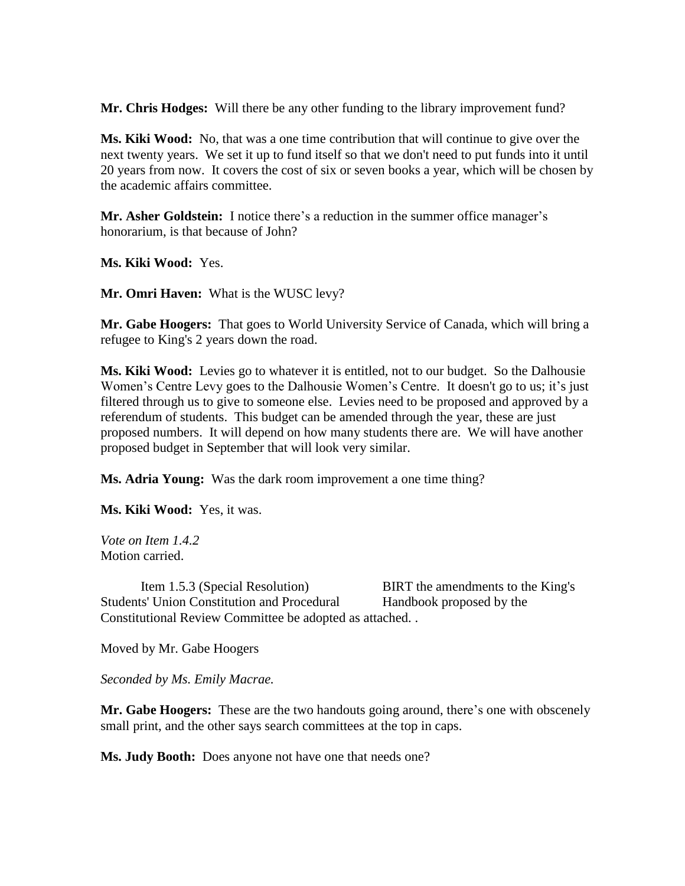**Mr. Chris Hodges:** Will there be any other funding to the library improvement fund?

**Ms. Kiki Wood:** No, that was a one time contribution that will continue to give over the next twenty years. We set it up to fund itself so that we don't need to put funds into it until 20 years from now. It covers the cost of six or seven books a year, which will be chosen by the academic affairs committee.

**Mr. Asher Goldstein:** I notice there's a reduction in the summer office manager's honorarium, is that because of John?

**Ms. Kiki Wood:** Yes.

**Mr. Omri Haven:** What is the WUSC levy?

**Mr. Gabe Hoogers:** That goes to World University Service of Canada, which will bring a refugee to King's 2 years down the road.

**Ms. Kiki Wood:** Levies go to whatever it is entitled, not to our budget. So the Dalhousie Women's Centre Levy goes to the Dalhousie Women's Centre. It doesn't go to us; it's just filtered through us to give to someone else. Levies need to be proposed and approved by a referendum of students. This budget can be amended through the year, these are just proposed numbers. It will depend on how many students there are. We will have another proposed budget in September that will look very similar.

**Ms. Adria Young:** Was the dark room improvement a one time thing?

**Ms. Kiki Wood:** Yes, it was.

*Vote on Item 1.4.2*
Motion carried.

Item 1.5.3 (Special Resolution) BIRT the amendments to the King's Students' Union Constitution and Procedural Handbook proposed by the Constitutional Review Committee be adopted as attached. .

Moved by Mr. Gabe Hoogers

*Seconded by Ms. Emily Macrae.*

**Mr. Gabe Hoogers:** These are the two handouts going around, there's one with obscenely small print, and the other says search committees at the top in caps.

**Ms. Judy Booth:** Does anyone not have one that needs one?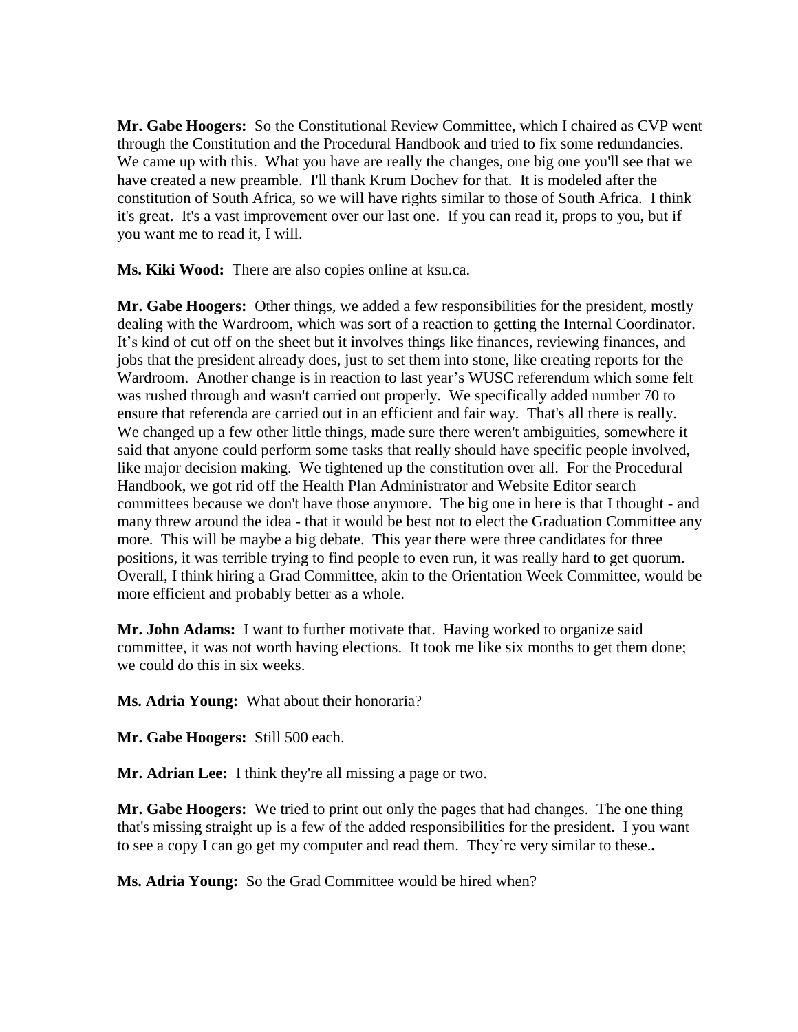**Mr. Gabe Hoogers:** So the Constitutional Review Committee, which I chaired as CVP went through the Constitution and the Procedural Handbook and tried to fix some redundancies. We came up with this. What you have are really the changes, one big one you'll see that we have created a new preamble. I'll thank Krum Dochev for that. It is modeled after the constitution of South Africa, so we will have rights similar to those of South Africa. I think it's great. It's a vast improvement over our last one. If you can read it, props to you, but if you want me to read it, I will.

**Ms. Kiki Wood:** There are also copies online at ksu.ca.

**Mr. Gabe Hoogers:** Other things, we added a few responsibilities for the president, mostly dealing with the Wardroom, which was sort of a reaction to getting the Internal Coordinator. It's kind of cut off on the sheet but it involves things like finances, reviewing finances, and jobs that the president already does, just to set them into stone, like creating reports for the Wardroom. Another change is in reaction to last year's WUSC referendum which some felt was rushed through and wasn't carried out properly. We specifically added number 70 to ensure that referenda are carried out in an efficient and fair way. That's all there is really. We changed up a few other little things, made sure there weren't ambiguities, somewhere it said that anyone could perform some tasks that really should have specific people involved, like major decision making. We tightened up the constitution over all. For the Procedural Handbook, we got rid off the Health Plan Administrator and Website Editor search committees because we don't have those anymore. The big one in here is that I thought - and many threw around the idea - that it would be best not to elect the Graduation Committee any more. This will be maybe a big debate. This year there were three candidates for three positions, it was terrible trying to find people to even run, it was really hard to get quorum. Overall, I think hiring a Grad Committee, akin to the Orientation Week Committee, would be more efficient and probably better as a whole.

**Mr. John Adams:** I want to further motivate that. Having worked to organize said committee, it was not worth having elections. It took me like six months to get them done; we could do this in six weeks.

**Ms. Adria Young:** What about their honoraria?

**Mr. Gabe Hoogers:** Still 500 each.

**Mr. Adrian Lee:** I think they're all missing a page or two.

**Mr. Gabe Hoogers:** We tried to print out only the pages that had changes. The one thing that's missing straight up is a few of the added responsibilities for the president. I you want to see a copy I can go get my computer and read them. They're very similar to these..

**Ms. Adria Young:** So the Grad Committee would be hired when?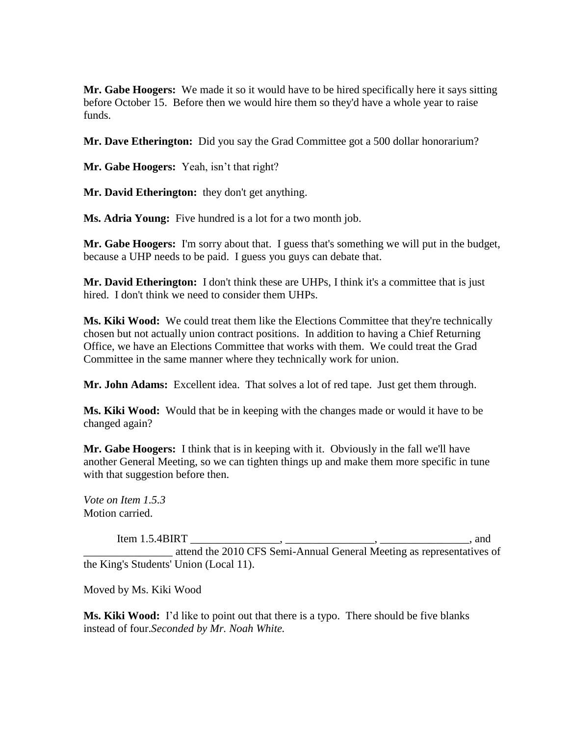**Mr. Gabe Hoogers:** We made it so it would have to be hired specifically here it says sitting before October 15. Before then we would hire them so they'd have a whole year to raise funds.

**Mr. Dave Etherington:** Did you say the Grad Committee got a 500 dollar honorarium?

**Mr. Gabe Hoogers:** Yeah, isn't that right?

**Mr. David Etherington:** they don't get anything.

**Ms. Adria Young:** Five hundred is a lot for a two month job.

**Mr. Gabe Hoogers:** I'm sorry about that. I guess that's something we will put in the budget, because a UHP needs to be paid. I guess you guys can debate that.

**Mr. David Etherington:** I don't think these are UHPs, I think it's a committee that is just hired. I don't think we need to consider them UHPs.

**Ms. Kiki Wood:** We could treat them like the Elections Committee that they're technically chosen but not actually union contract positions. In addition to having a Chief Returning Office, we have an Elections Committee that works with them. We could treat the Grad Committee in the same manner where they technically work for union.

**Mr. John Adams:** Excellent idea. That solves a lot of red tape. Just get them through.

**Ms. Kiki Wood:** Would that be in keeping with the changes made or would it have to be changed again?

**Mr. Gabe Hoogers:** I think that is in keeping with it. Obviously in the fall we'll have another General Meeting, so we can tighten things up and make them more specific in tune with that suggestion before then.

*Vote on Item 1.5.3*
Motion carried.

Item 1.5.4BIRT ________________, ________________, ________________, and ________________ attend the 2010 CFS Semi-Annual General Meeting as representatives of the King's Students' Union (Local 11).

Moved by Ms. Kiki Wood

**Ms. Kiki Wood:** I'd like to point out that there is a typo. There should be five blanks instead of four.*Seconded by Mr. Noah White.*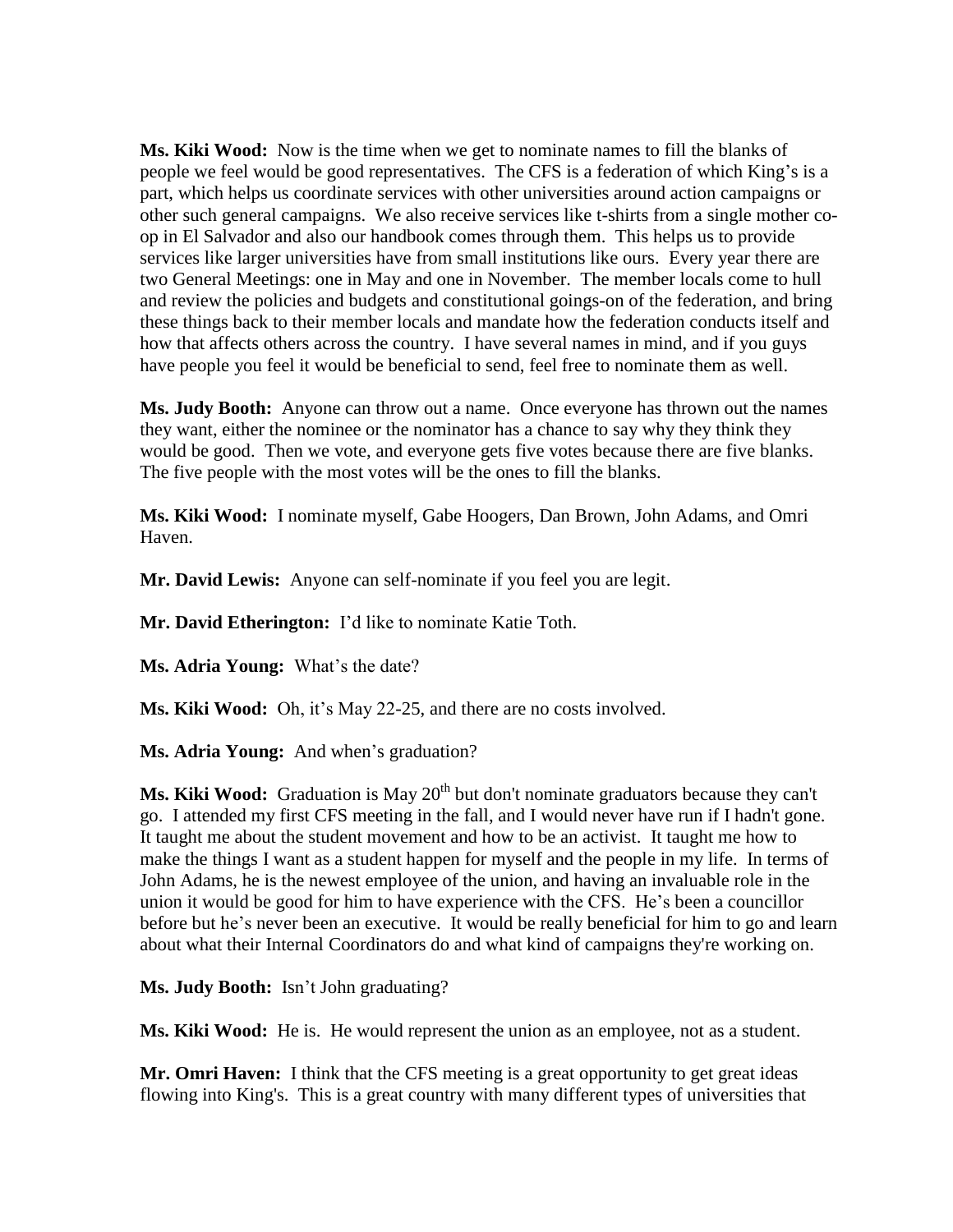**Ms. Kiki Wood:** Now is the time when we get to nominate names to fill the blanks of people we feel would be good representatives. The CFS is a federation of which King's is a part, which helps us coordinate services with other universities around action campaigns or other such general campaigns. We also receive services like t-shirts from a single mother co-op in El Salvador and also our handbook comes through them. This helps us to provide services like larger universities have from small institutions like ours. Every year there are two General Meetings: one in May and one in November. The member locals come to hull and review the policies and budgets and constitutional goings-on of the federation, and bring these things back to their member locals and mandate how the federation conducts itself and how that affects others across the country. I have several names in mind, and if you guys have people you feel it would be beneficial to send, feel free to nominate them as well.

**Ms. Judy Booth:** Anyone can throw out a name. Once everyone has thrown out the names they want, either the nominee or the nominator has a chance to say why they think they would be good. Then we vote, and everyone gets five votes because there are five blanks. The five people with the most votes will be the ones to fill the blanks.

**Ms. Kiki Wood:** I nominate myself, Gabe Hoogers, Dan Brown, John Adams, and Omri Haven.

**Mr. David Lewis:** Anyone can self-nominate if you feel you are legit.

**Mr. David Etherington:** I'd like to nominate Katie Toth.

**Ms. Adria Young:** What's the date?

**Ms. Kiki Wood:** Oh, it's May 22-25, and there are no costs involved.

**Ms. Adria Young:** And when's graduation?

**Ms. Kiki Wood:** Graduation is May 20th but don't nominate graduators because they can't go. I attended my first CFS meeting in the fall, and I would never have run if I hadn't gone. It taught me about the student movement and how to be an activist. It taught me how to make the things I want as a student happen for myself and the people in my life. In terms of John Adams, he is the newest employee of the union, and having an invaluable role in the union it would be good for him to have experience with the CFS. He's been a councillor before but he's never been an executive. It would be really beneficial for him to go and learn about what their Internal Coordinators do and what kind of campaigns they're working on.

**Ms. Judy Booth:** Isn't John graduating?

**Ms. Kiki Wood:** He is. He would represent the union as an employee, not as a student.

**Mr. Omri Haven:** I think that the CFS meeting is a great opportunity to get great ideas flowing into King's. This is a great country with many different types of universities that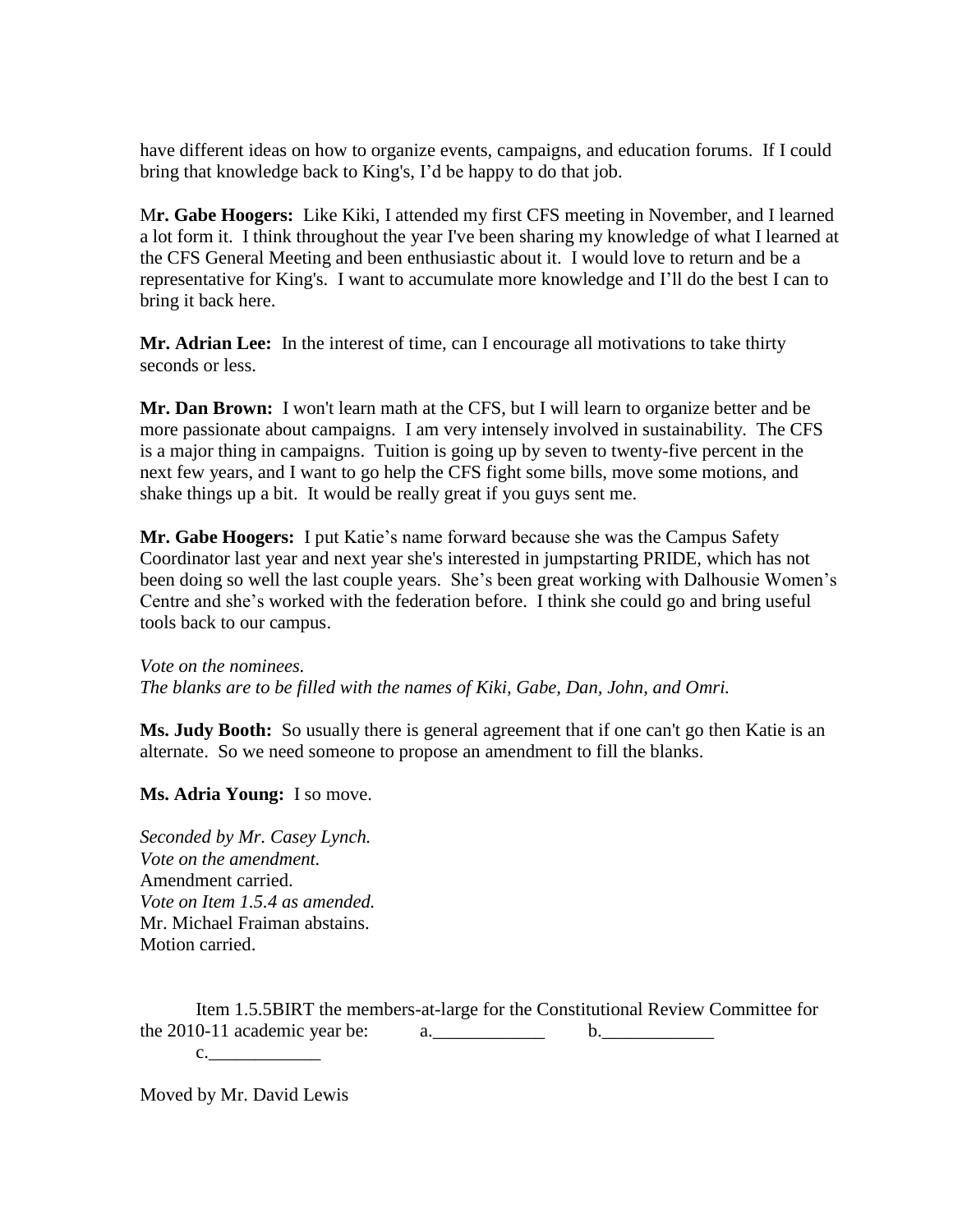have different ideas on how to organize events, campaigns, and education forums. If I could bring that knowledge back to King's, I'd be happy to do that job.

M**r. Gabe Hoogers:** Like Kiki, I attended my first CFS meeting in November, and I learned a lot form it. I think throughout the year I've been sharing my knowledge of what I learned at the CFS General Meeting and been enthusiastic about it. I would love to return and be a representative for King's. I want to accumulate more knowledge and I'll do the best I can to bring it back here.

**Mr. Adrian Lee:** In the interest of time, can I encourage all motivations to take thirty seconds or less.

**Mr. Dan Brown:** I won't learn math at the CFS, but I will learn to organize better and be more passionate about campaigns. I am very intensely involved in sustainability. The CFS is a major thing in campaigns. Tuition is going up by seven to twenty-five percent in the next few years, and I want to go help the CFS fight some bills, move some motions, and shake things up a bit. It would be really great if you guys sent me.

**Mr. Gabe Hoogers:** I put Katie's name forward because she was the Campus Safety Coordinator last year and next year she's interested in jumpstarting PRIDE, which has not been doing so well the last couple years. She's been great working with Dalhousie Women's Centre and she's worked with the federation before. I think she could go and bring useful tools back to our campus.

*Vote on the nominees.*
*The blanks are to be filled with the names of Kiki, Gabe, Dan, John, and Omri.*

**Ms. Judy Booth:** So usually there is general agreement that if one can't go then Katie is an alternate. So we need someone to propose an amendment to fill the blanks.

**Ms. Adria Young:** I so move.

*Seconded by Mr. Casey Lynch.*
*Vote on the amendment.*
Amendment carried.
*Vote on Item 1.5.4 as amended.*
Mr. Michael Fraiman abstains.
Motion carried.

Item 1.5.5BIRT the members-at-large for the Constitutional Review Committee for the 2010-11 academic year be: a.____________ b.____________ c.____________

Moved by Mr. David Lewis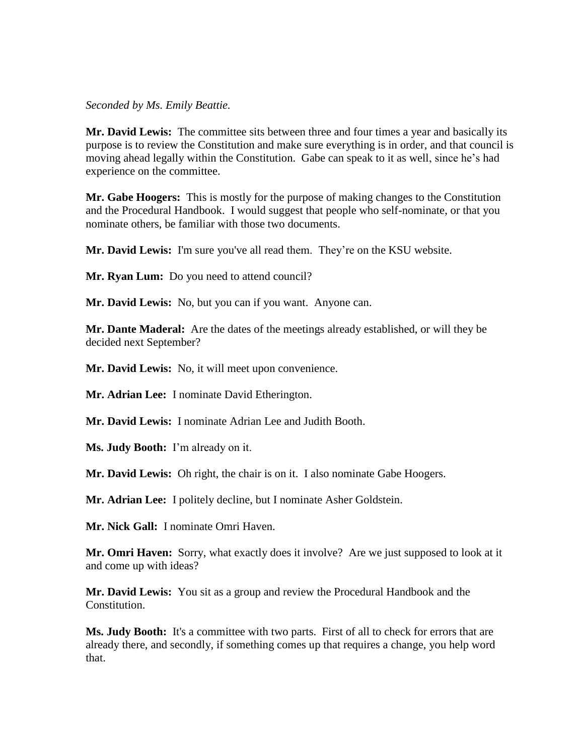*Seconded by Ms. Emily Beattie.*

**Mr. David Lewis:** The committee sits between three and four times a year and basically its purpose is to review the Constitution and make sure everything is in order, and that council is moving ahead legally within the Constitution. Gabe can speak to it as well, since he's had experience on the committee.

**Mr. Gabe Hoogers:** This is mostly for the purpose of making changes to the Constitution and the Procedural Handbook. I would suggest that people who self-nominate, or that you nominate others, be familiar with those two documents.

**Mr. David Lewis:** I'm sure you've all read them. They're on the KSU website.

**Mr. Ryan Lum:** Do you need to attend council?

**Mr. David Lewis:** No, but you can if you want. Anyone can.

**Mr. Dante Maderal:** Are the dates of the meetings already established, or will they be decided next September?

**Mr. David Lewis:** No, it will meet upon convenience.

**Mr. Adrian Lee:** I nominate David Etherington.

**Mr. David Lewis:** I nominate Adrian Lee and Judith Booth.

**Ms. Judy Booth:** I'm already on it.

**Mr. David Lewis:** Oh right, the chair is on it. I also nominate Gabe Hoogers.

**Mr. Adrian Lee:** I politely decline, but I nominate Asher Goldstein.

**Mr. Nick Gall:** I nominate Omri Haven.

**Mr. Omri Haven:** Sorry, what exactly does it involve? Are we just supposed to look at it and come up with ideas?

**Mr. David Lewis:** You sit as a group and review the Procedural Handbook and the Constitution.

**Ms. Judy Booth:** It's a committee with two parts. First of all to check for errors that are already there, and secondly, if something comes up that requires a change, you help word that.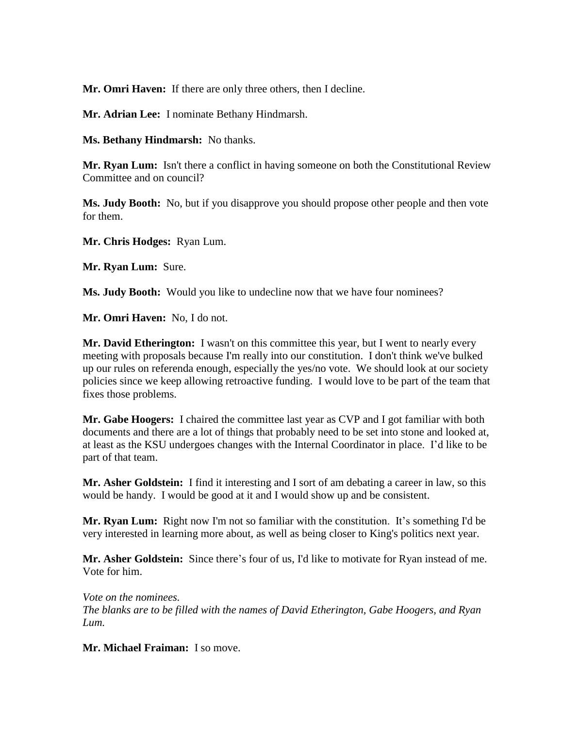**Mr. Omri Haven:** If there are only three others, then I decline.

**Mr. Adrian Lee:** I nominate Bethany Hindmarsh.

**Ms. Bethany Hindmarsh:** No thanks.

**Mr. Ryan Lum:** Isn't there a conflict in having someone on both the Constitutional Review Committee and on council?

**Ms. Judy Booth:** No, but if you disapprove you should propose other people and then vote for them.

**Mr. Chris Hodges:** Ryan Lum.

**Mr. Ryan Lum:** Sure.

**Ms. Judy Booth:** Would you like to undecline now that we have four nominees?

**Mr. Omri Haven:** No, I do not.

**Mr. David Etherington:** I wasn't on this committee this year, but I went to nearly every meeting with proposals because I'm really into our constitution. I don't think we've bulked up our rules on referenda enough, especially the yes/no vote. We should look at our society policies since we keep allowing retroactive funding. I would love to be part of the team that fixes those problems.

**Mr. Gabe Hoogers:** I chaired the committee last year as CVP and I got familiar with both documents and there are a lot of things that probably need to be set into stone and looked at, at least as the KSU undergoes changes with the Internal Coordinator in place. I'd like to be part of that team.

**Mr. Asher Goldstein:** I find it interesting and I sort of am debating a career in law, so this would be handy. I would be good at it and I would show up and be consistent.

**Mr. Ryan Lum:** Right now I'm not so familiar with the constitution. It's something I'd be very interested in learning more about, as well as being closer to King's politics next year.

**Mr. Asher Goldstein:** Since there's four of us, I'd like to motivate for Ryan instead of me. Vote for him.

*Vote on the nominees.*
*The blanks are to be filled with the names of David Etherington, Gabe Hoogers, and Ryan Lum.*

**Mr. Michael Fraiman:** I so move.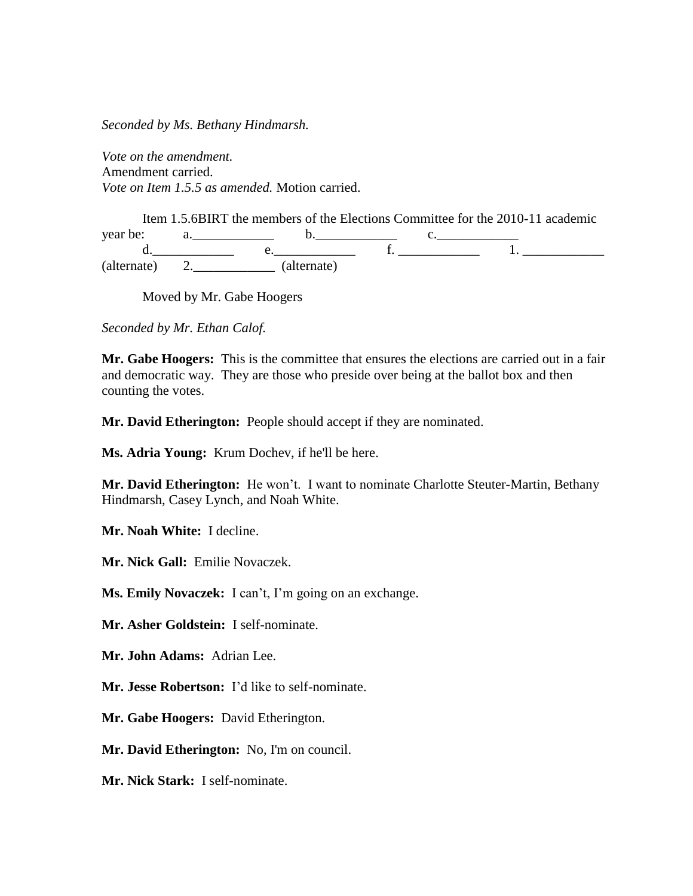*Seconded by Ms. Bethany Hindmarsh.*

*Vote on the amendment.*
Amendment carried.
*Vote on Item 1.5.5 as amended.* Motion carried.

Item 1.5.6BIRT the members of the Elections Committee for the 2010-11 academic year be: a.____________ b.____________ c.____________ d.____________ e.____________ f. ____________ 1. ____________ (alternate) 2.____________ (alternate)

Moved by Mr. Gabe Hoogers

*Seconded by Mr. Ethan Calof.*

**Mr. Gabe Hoogers:** This is the committee that ensures the elections are carried out in a fair and democratic way. They are those who preside over being at the ballot box and then counting the votes.

**Mr. David Etherington:** People should accept if they are nominated.

**Ms. Adria Young:** Krum Dochev, if he'll be here.

**Mr. David Etherington:** He won't. I want to nominate Charlotte Steuter-Martin, Bethany Hindmarsh, Casey Lynch, and Noah White.

**Mr. Noah White:** I decline.

**Mr. Nick Gall:** Emilie Novaczek.

**Ms. Emily Novaczek:** I can't, I'm going on an exchange.

**Mr. Asher Goldstein:** I self-nominate.

**Mr. John Adams:** Adrian Lee.

**Mr. Jesse Robertson:** I'd like to self-nominate.

**Mr. Gabe Hoogers:** David Etherington.

**Mr. David Etherington:** No, I'm on council.

**Mr. Nick Stark:** I self-nominate.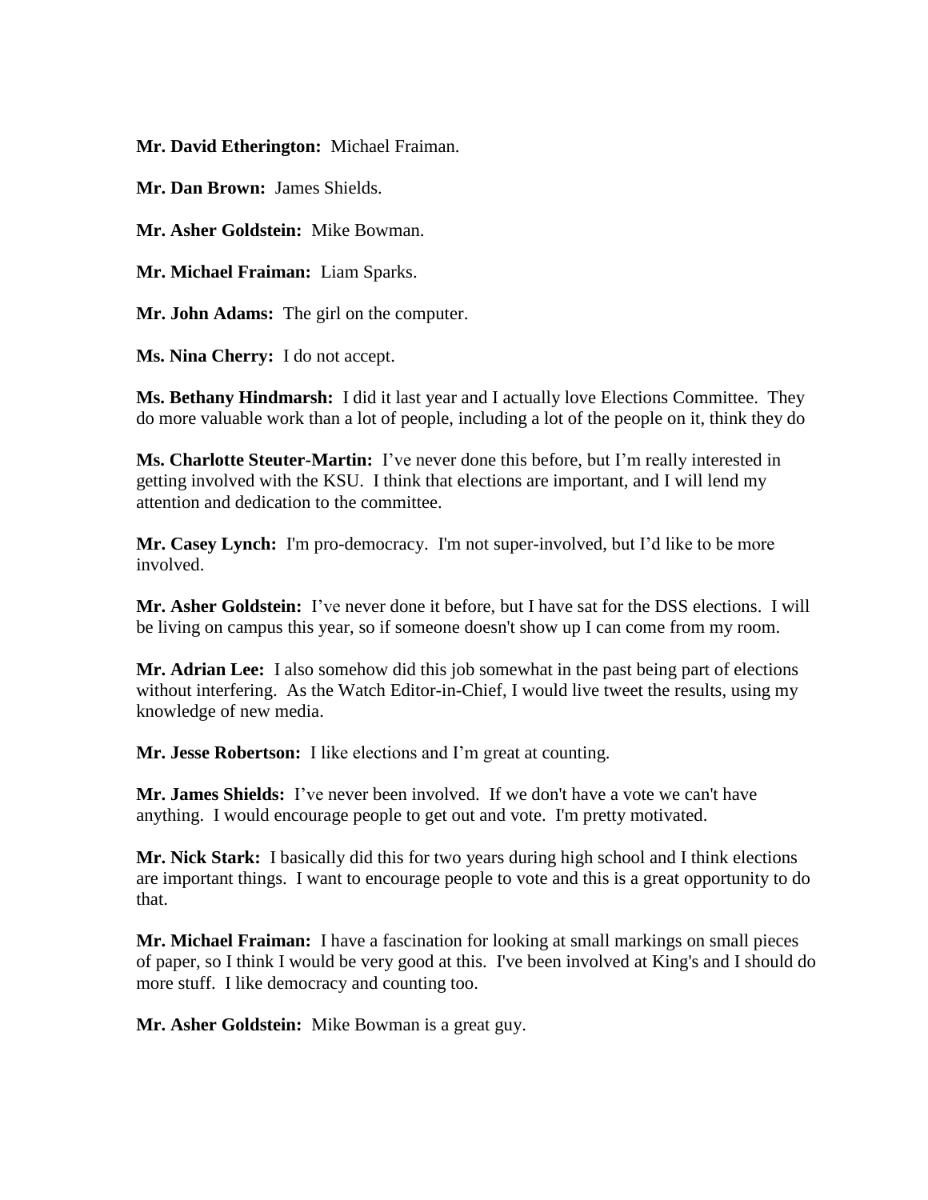**Mr. David Etherington:** Michael Fraiman.

**Mr. Dan Brown:** James Shields.

**Mr. Asher Goldstein:** Mike Bowman.

**Mr. Michael Fraiman:** Liam Sparks.

**Mr. John Adams:** The girl on the computer.

**Ms. Nina Cherry:** I do not accept.

**Ms. Bethany Hindmarsh:** I did it last year and I actually love Elections Committee. They do more valuable work than a lot of people, including a lot of the people on it, think they do

**Ms. Charlotte Steuter-Martin:** I've never done this before, but I'm really interested in getting involved with the KSU. I think that elections are important, and I will lend my attention and dedication to the committee.

**Mr. Casey Lynch:** I'm pro-democracy. I'm not super-involved, but I'd like to be more involved.

**Mr. Asher Goldstein:** I've never done it before, but I have sat for the DSS elections. I will be living on campus this year, so if someone doesn't show up I can come from my room.

**Mr. Adrian Lee:** I also somehow did this job somewhat in the past being part of elections without interfering. As the Watch Editor-in-Chief, I would live tweet the results, using my knowledge of new media.

**Mr. Jesse Robertson:** I like elections and I'm great at counting.

**Mr. James Shields:** I've never been involved. If we don't have a vote we can't have anything. I would encourage people to get out and vote. I'm pretty motivated.

**Mr. Nick Stark:** I basically did this for two years during high school and I think elections are important things. I want to encourage people to vote and this is a great opportunity to do that.

**Mr. Michael Fraiman:** I have a fascination for looking at small markings on small pieces of paper, so I think I would be very good at this. I've been involved at King's and I should do more stuff. I like democracy and counting too.

**Mr. Asher Goldstein:** Mike Bowman is a great guy.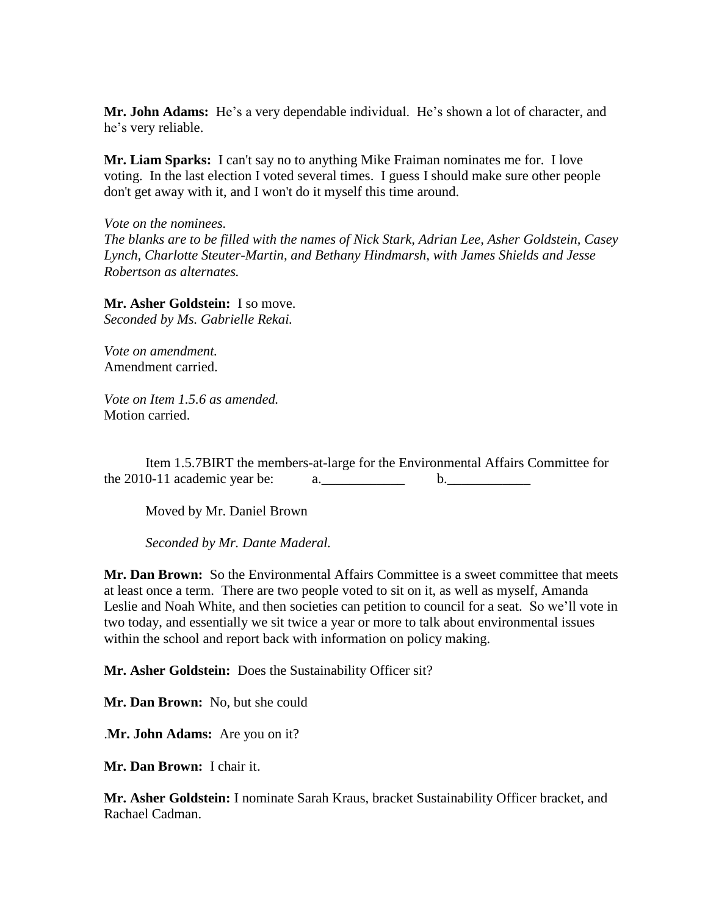**Mr. John Adams:** He's a very dependable individual. He's shown a lot of character, and he's very reliable.

**Mr. Liam Sparks:** I can't say no to anything Mike Fraiman nominates me for. I love voting. In the last election I voted several times. I guess I should make sure other people don't get away with it, and I won't do it myself this time around.

*Vote on the nominees.*
*The blanks are to be filled with the names of Nick Stark, Adrian Lee, Asher Goldstein, Casey Lynch, Charlotte Steuter-Martin, and Bethany Hindmarsh, with James Shields and Jesse Robertson as alternates.*

**Mr. Asher Goldstein:** I so move.
*Seconded by Ms. Gabrielle Rekai.*

*Vote on amendment.*
Amendment carried.

*Vote on Item 1.5.6 as amended.*
Motion carried.

Item 1.5.7BIRT the members-at-large for the Environmental Affairs Committee for the 2010-11 academic year be: a.____________ b.____________

Moved by Mr. Daniel Brown

*Seconded by Mr. Dante Maderal.*

**Mr. Dan Brown:** So the Environmental Affairs Committee is a sweet committee that meets at least once a term. There are two people voted to sit on it, as well as myself, Amanda Leslie and Noah White, and then societies can petition to council for a seat. So we'll vote in two today, and essentially we sit twice a year or more to talk about environmental issues within the school and report back with information on policy making.

**Mr. Asher Goldstein:** Does the Sustainability Officer sit?

**Mr. Dan Brown:** No, but she could

.**Mr. John Adams:** Are you on it?

**Mr. Dan Brown:** I chair it.

**Mr. Asher Goldstein:** I nominate Sarah Kraus, bracket Sustainability Officer bracket, and Rachael Cadman.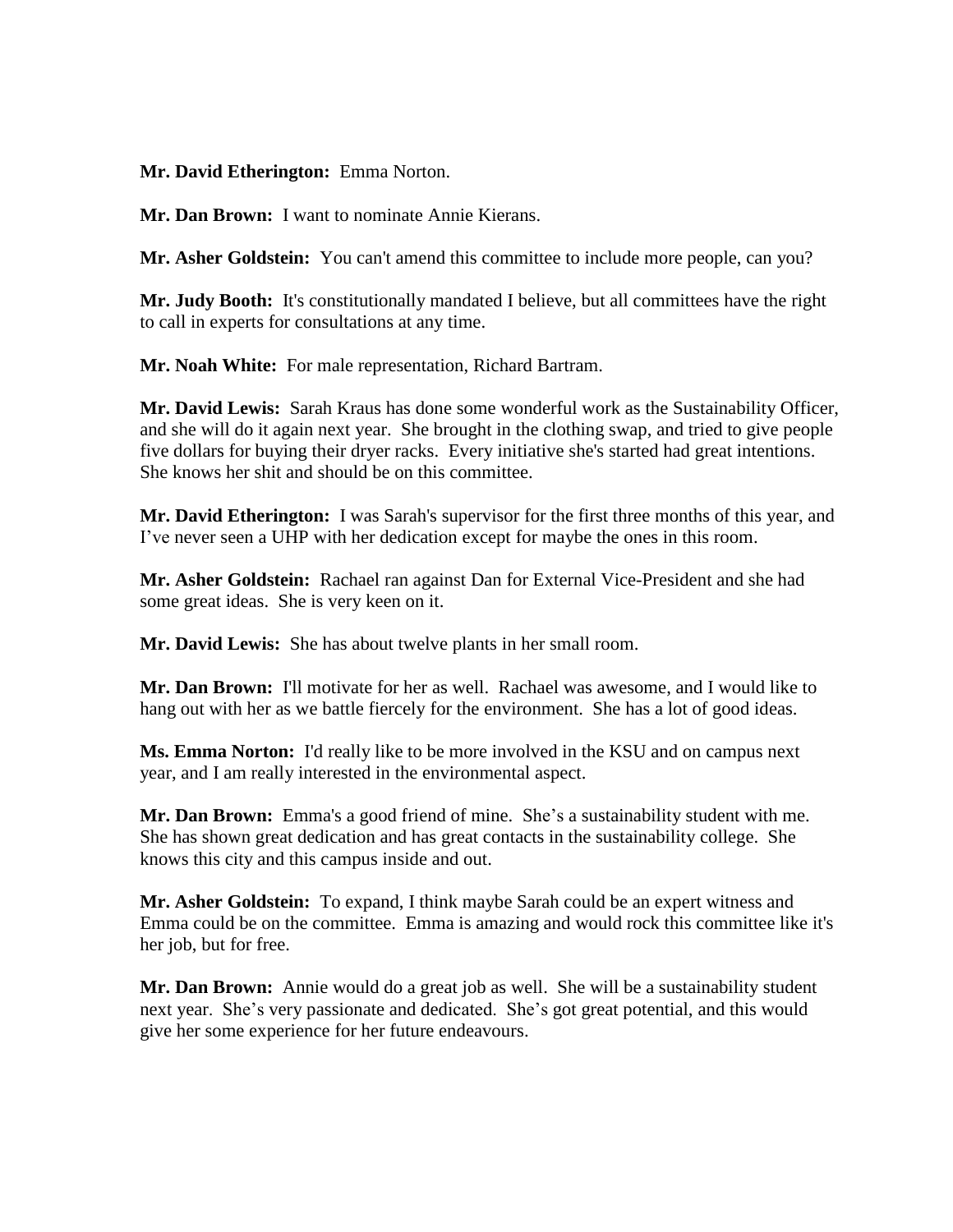**Mr. David Etherington:** Emma Norton.

**Mr. Dan Brown:** I want to nominate Annie Kierans.

**Mr. Asher Goldstein:** You can't amend this committee to include more people, can you?

**Mr. Judy Booth:** It's constitutionally mandated I believe, but all committees have the right to call in experts for consultations at any time.

**Mr. Noah White:** For male representation, Richard Bartram.

**Mr. David Lewis:** Sarah Kraus has done some wonderful work as the Sustainability Officer, and she will do it again next year. She brought in the clothing swap, and tried to give people five dollars for buying their dryer racks. Every initiative she's started had great intentions. She knows her shit and should be on this committee.

**Mr. David Etherington:** I was Sarah's supervisor for the first three months of this year, and I've never seen a UHP with her dedication except for maybe the ones in this room.

**Mr. Asher Goldstein:** Rachael ran against Dan for External Vice-President and she had some great ideas. She is very keen on it.

**Mr. David Lewis:** She has about twelve plants in her small room.

**Mr. Dan Brown:** I'll motivate for her as well. Rachael was awesome, and I would like to hang out with her as we battle fiercely for the environment. She has a lot of good ideas.

**Ms. Emma Norton:** I'd really like to be more involved in the KSU and on campus next year, and I am really interested in the environmental aspect.

**Mr. Dan Brown:** Emma's a good friend of mine. She's a sustainability student with me. She has shown great dedication and has great contacts in the sustainability college. She knows this city and this campus inside and out.

**Mr. Asher Goldstein:** To expand, I think maybe Sarah could be an expert witness and Emma could be on the committee. Emma is amazing and would rock this committee like it's her job, but for free.

**Mr. Dan Brown:** Annie would do a great job as well. She will be a sustainability student next year. She's very passionate and dedicated. She's got great potential, and this would give her some experience for her future endeavours.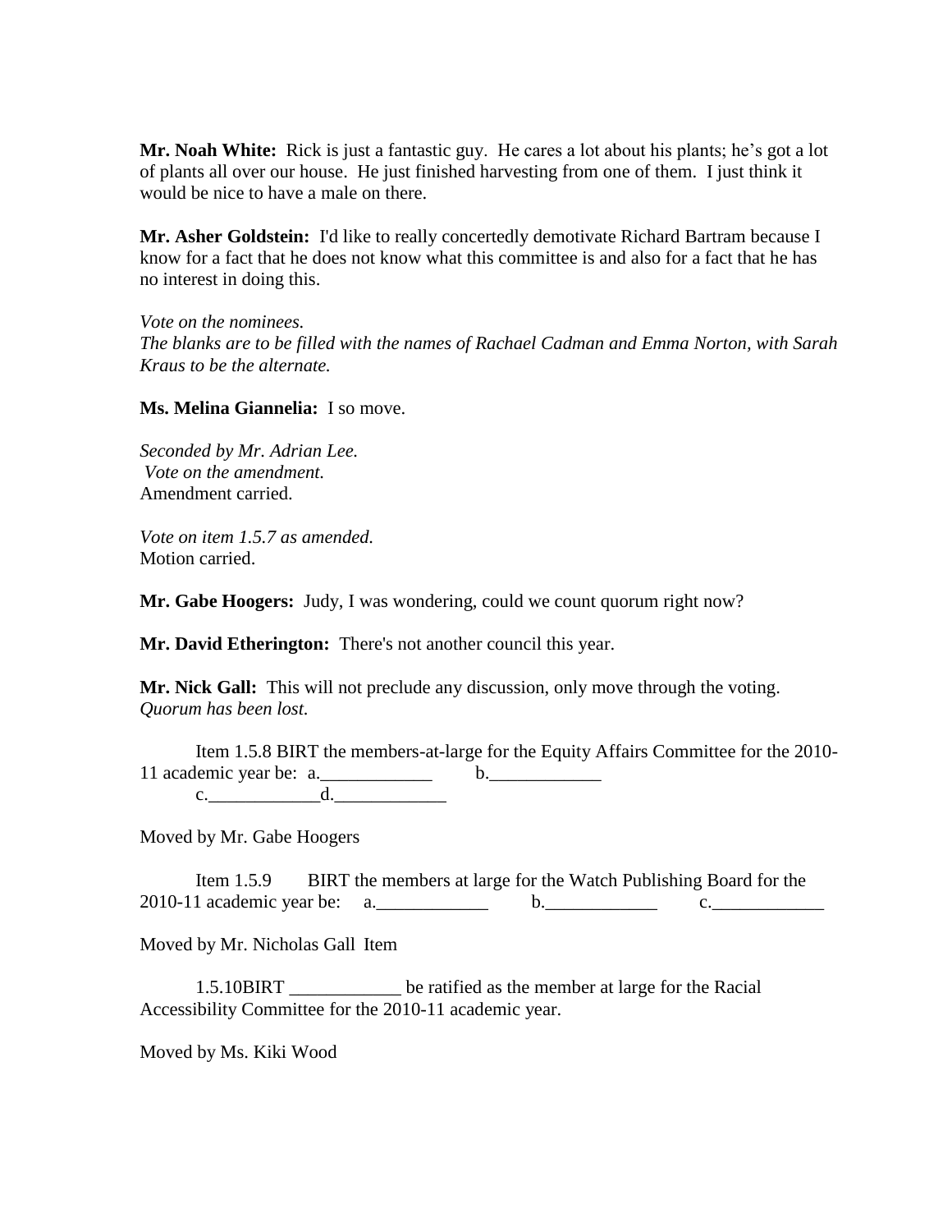**Mr. Noah White:** Rick is just a fantastic guy. He cares a lot about his plants; he's got a lot of plants all over our house. He just finished harvesting from one of them. I just think it would be nice to have a male on there.

**Mr. Asher Goldstein:** I'd like to really concertedly demotivate Richard Bartram because I know for a fact that he does not know what this committee is and also for a fact that he has no interest in doing this.

*Vote on the nominees.*
*The blanks are to be filled with the names of Rachael Cadman and Emma Norton, with Sarah Kraus to be the alternate.*

**Ms. Melina Giannelia:** I so move.

*Seconded by Mr. Adrian Lee.*
*Vote on the amendment.*
Amendment carried.

*Vote on item 1.5.7 as amended.*
Motion carried.

**Mr. Gabe Hoogers:** Judy, I was wondering, could we count quorum right now?

**Mr. David Etherington:** There's not another council this year.

**Mr. Nick Gall:** This will not preclude any discussion, only move through the voting.
*Quorum has been lost.*

Item 1.5.8 BIRT the members-at-large for the Equity Affairs Committee for the 2010-11 academic year be: a.____________ b.____________ c.____________d.____________

Moved by Mr. Gabe Hoogers

Item 1.5.9 BIRT the members at large for the Watch Publishing Board for the 2010-11 academic year be: a.____________ b.____________ c.____________

Moved by Mr. Nicholas Gall Item

1.5.10BIRT ____________ be ratified as the member at large for the Racial Accessibility Committee for the 2010-11 academic year.

Moved by Ms. Kiki Wood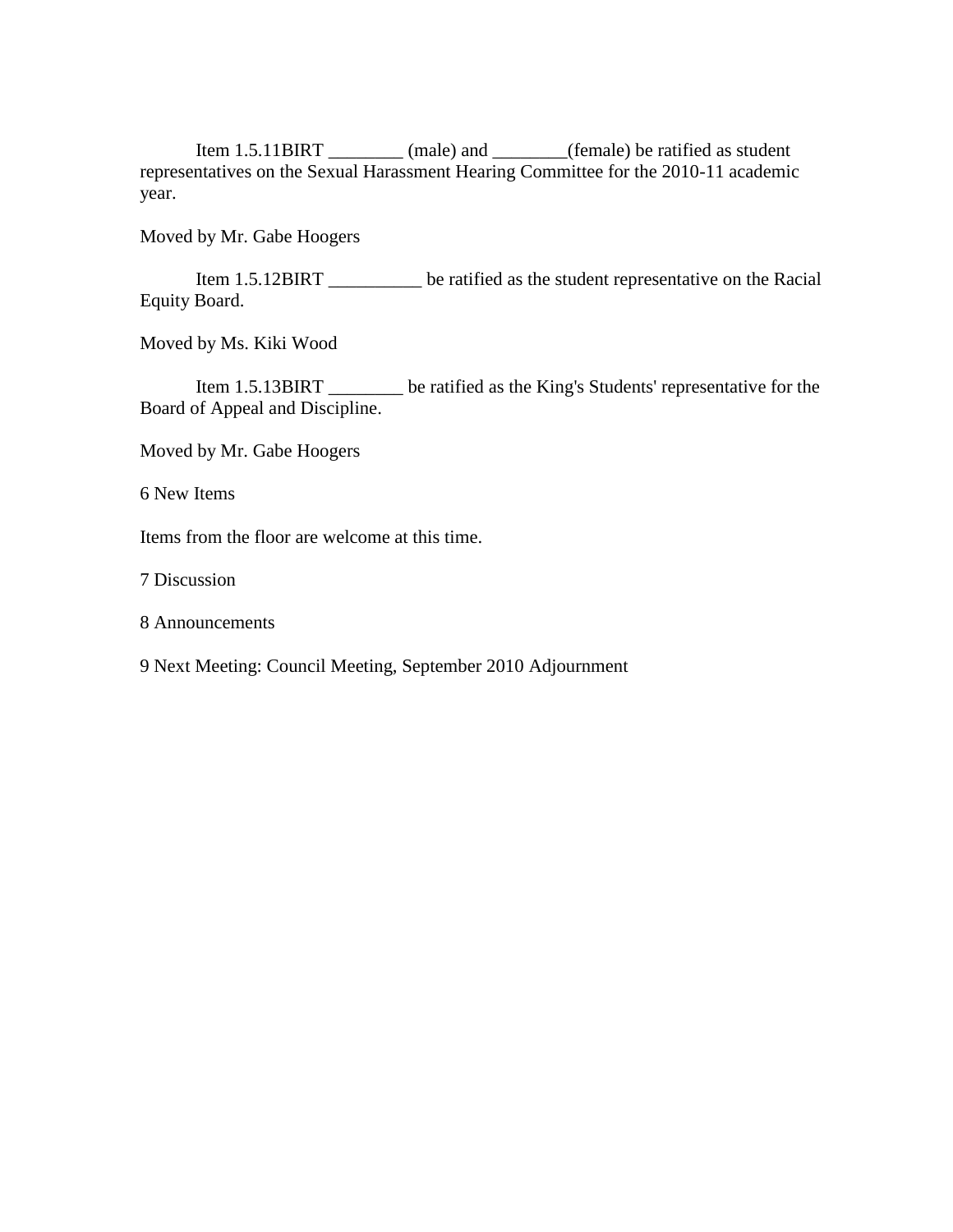Item 1.5.11BIRT ________ (male) and ________(female) be ratified as student representatives on the Sexual Harassment Hearing Committee for the 2010-11 academic year.

Moved by Mr. Gabe Hoogers

Item 1.5.12BIRT __________ be ratified as the student representative on the Racial Equity Board.

Moved by Ms. Kiki Wood

Item 1.5.13BIRT ________ be ratified as the King's Students' representative for the Board of Appeal and Discipline.

Moved by Mr. Gabe Hoogers

6 New Items

Items from the floor are welcome at this time.

7 Discussion

8 Announcements

9 Next Meeting: Council Meeting, September 2010 Adjournment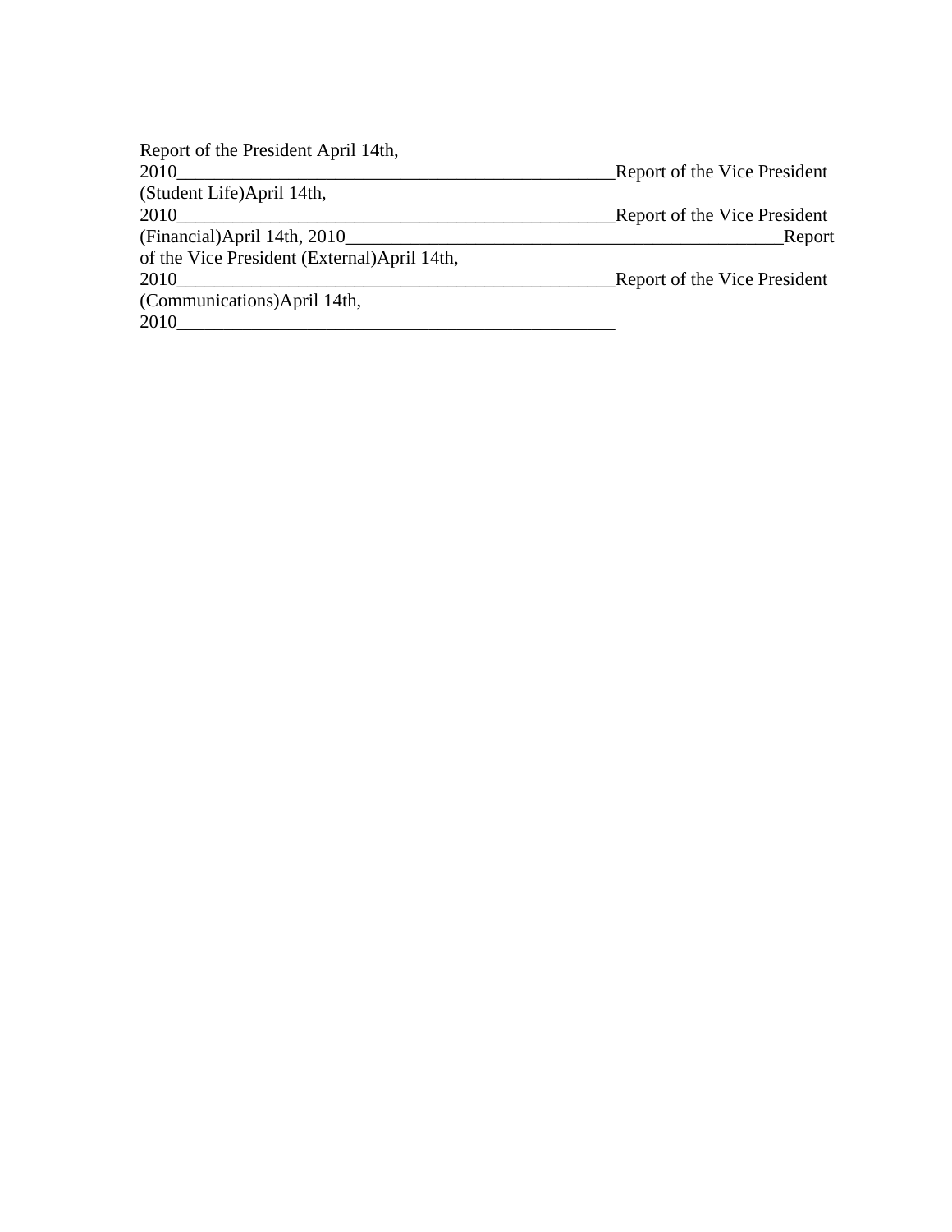Report of the President April 14th, 2010__________________________________________________

Report of the Vice President (Student Life)April 14th, 2010__________________________________________________

Report of the Vice President (Financial)April 14th, 2010__________________________________________________

Report of the Vice President (External)April 14th, 2010__________________________________________________

Report of the Vice President (Communications)April 14th, 2010__________________________________________________